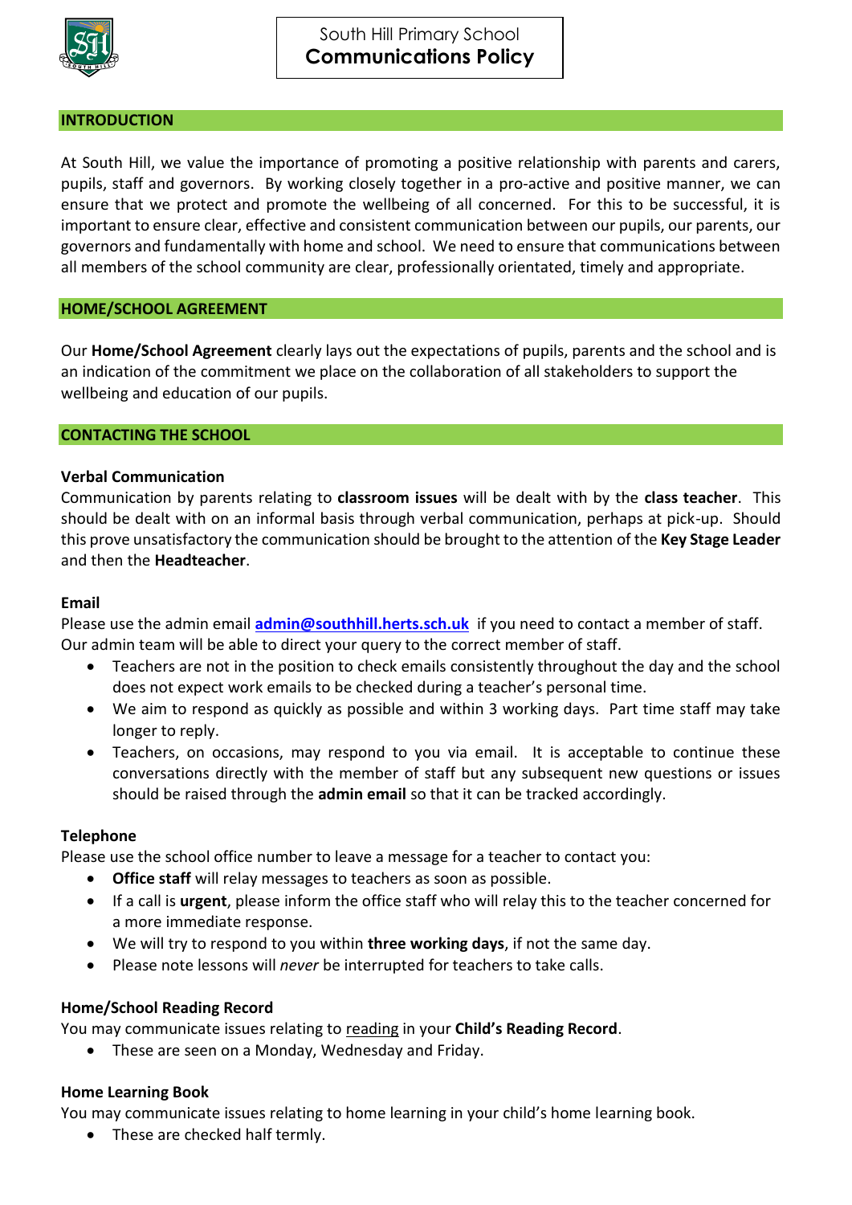# South Hill Primary School
# **Communications Policy**

## INTRODUCTION

At South Hill, we value the importance of promoting a positive relationship with parents and carers, pupils, staff and governors. By working closely together in a pro-active and positive manner, we can ensure that we protect and promote the wellbeing of all concerned. For this to be successful, it is important to ensure clear, effective and consistent communication between our pupils, our parents, our governors and fundamentally with home and school. We need to ensure that communications between all members of the school community are clear, professionally orientated, timely and appropriate.

## HOME/SCHOOL AGREEMENT

Our **Home/School Agreement** clearly lays out the expectations of pupils, parents and the school and is an indication of the commitment we place on the collaboration of all stakeholders to support the wellbeing and education of our pupils.

## CONTACTING THE SCHOOL

### Verbal Communication

Communication by parents relating to **classroom issues** will be dealt with by the **class teacher**. This should be dealt with on an informal basis through verbal communication, perhaps at pick-up. Should this prove unsatisfactory the communication should be brought to the attention of the **Key Stage Leader** and then the **Headteacher**.

### Email

Please use the admin email **admin@southhill.herts.sch.uk** if you need to contact a member of staff. Our admin team will be able to direct your query to the correct member of staff.

- Teachers are not in the position to check emails consistently throughout the day and the school does not expect work emails to be checked during a teacher's personal time.
- We aim to respond as quickly as possible and within 3 working days. Part time staff may take longer to reply.
- Teachers, on occasions, may respond to you via email. It is acceptable to continue these conversations directly with the member of staff but any subsequent new questions or issues should be raised through the **admin email** so that it can be tracked accordingly.

### Telephone

Please use the school office number to leave a message for a teacher to contact you:

- **Office staff** will relay messages to teachers as soon as possible.
- If a call is **urgent**, please inform the office staff who will relay this to the teacher concerned for a more immediate response.
- We will try to respond to you within **three working days**, if not the same day.
- Please note lessons will *never* be interrupted for teachers to take calls.

### Home/School Reading Record

You may communicate issues relating to reading in your **Child's Reading Record**.

- These are seen on a Monday, Wednesday and Friday.

### Home Learning Book

You may communicate issues relating to home learning in your child's home learning book.

- These are checked half termly.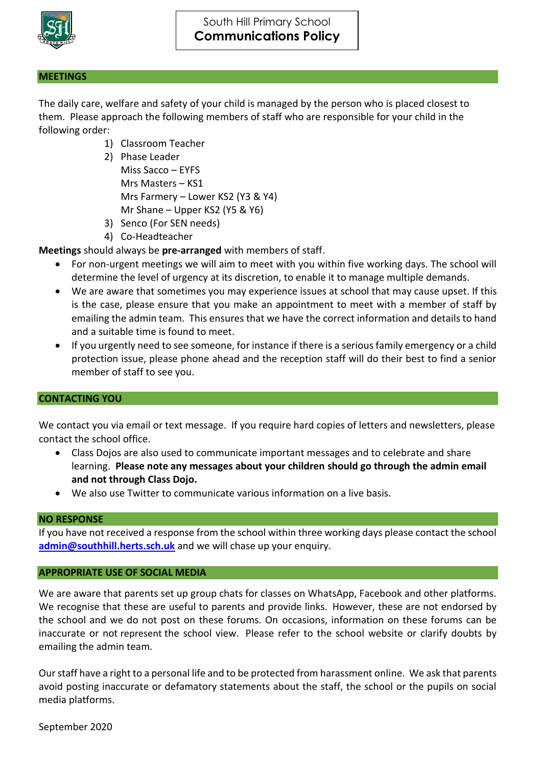South Hill Primary School
# Communications Policy

## MEETINGS

The daily care, welfare and safety of your child is managed by the person who is placed closest to them. Please approach the following members of staff who are responsible for your child in the following order:

1) Classroom Teacher
2) Phase Leader
   Miss Sacco – EYFS
   Mrs Masters – KS1
   Mrs Farmery – Lower KS2 (Y3 & Y4)
   Mr Shane – Upper KS2 (Y5 & Y6)
3) Senco (For SEN needs)
4) Co-Headteacher

**Meetings** should always be **pre-arranged** with members of staff.

- For non-urgent meetings we will aim to meet with you within five working days. The school will determine the level of urgency at its discretion, to enable it to manage multiple demands.
- We are aware that sometimes you may experience issues at school that may cause upset. If this is the case, please ensure that you make an appointment to meet with a member of staff by emailing the admin team. This ensures that we have the correct information and details to hand and a suitable time is found to meet.
- If you urgently need to see someone, for instance if there is a serious family emergency or a child protection issue, please phone ahead and the reception staff will do their best to find a senior member of staff to see you.

## CONTACTING YOU

We contact you via email or text message. If you require hard copies of letters and newsletters, please contact the school office.

- Class Dojos are also used to communicate important messages and to celebrate and share learning. **Please note any messages about your children should go through the admin email and not through Class Dojo.**
- We also use Twitter to communicate various information on a live basis.

## NO RESPONSE

If you have not received a response from the school within three working days please contact the school **admin@southhill.herts.sch.uk** and we will chase up your enquiry.

## APPROPRIATE USE OF SOCIAL MEDIA

We are aware that parents set up group chats for classes on WhatsApp, Facebook and other platforms. We recognise that these are useful to parents and provide links. However, these are not endorsed by the school and we do not post on these forums. On occasions, information on these forums can be inaccurate or not represent the school view. Please refer to the school website or clarify doubts by emailing the admin team.

Our staff have a right to a personal life and to be protected from harassment online. We ask that parents avoid posting inaccurate or defamatory statements about the staff, the school or the pupils on social media platforms.

September 2020